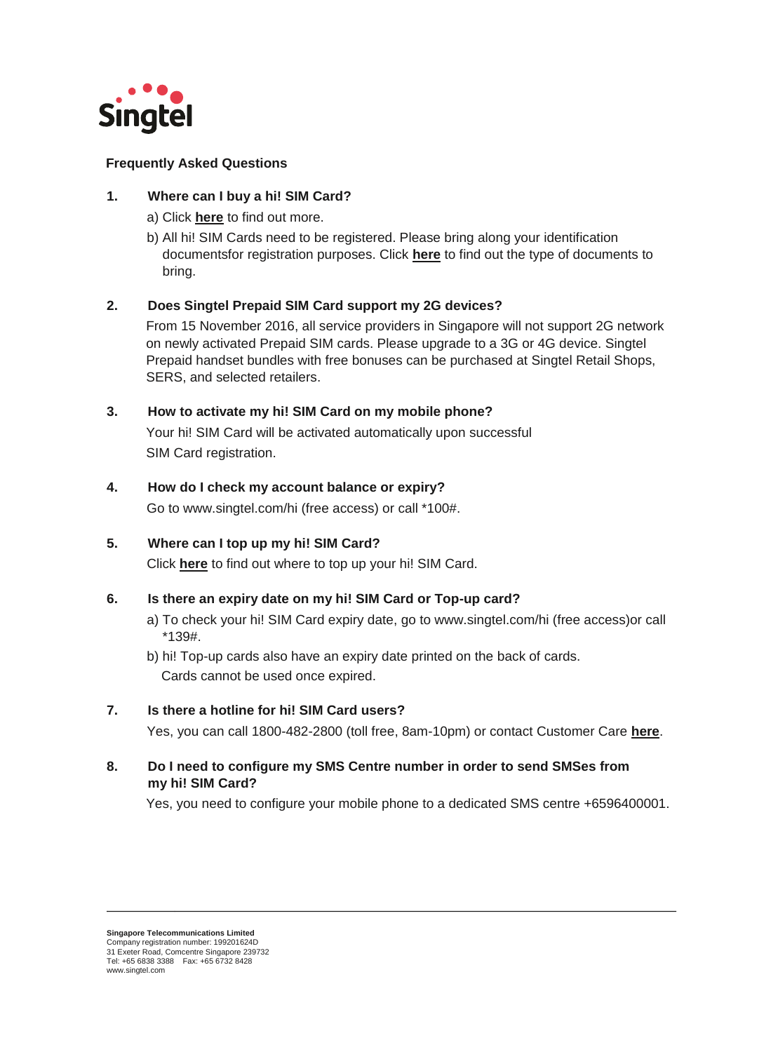Singtel

## Frequently Asked Questions

**1. Where can I buy a hi! SIM Card?**

a) Click **here** to find out more.

b) All hi! SIM Cards need to be registered. Please bring along your identification documentsfor registration purposes. Click **here** to find out the type of documents to bring.

**2. Does Singtel Prepaid SIM Card support my 2G devices?**

From 15 November 2016, all service providers in Singapore will not support 2G network on newly activated Prepaid SIM cards. Please upgrade to a 3G or 4G device. Singtel Prepaid handset bundles with free bonuses can be purchased at Singtel Retail Shops, SERS, and selected retailers.

**3. How to activate my hi! SIM Card on my mobile phone?**

Your hi! SIM Card will be activated automatically upon successful SIM Card registration.

**4. How do I check my account balance or expiry?**

Go to www.singtel.com/hi (free access) or call *100#.

**5. Where can I top up my hi! SIM Card?**

Click **here** to find out where to top up your hi! SIM Card.

**6. Is there an expiry date on my hi! SIM Card or Top-up card?**

a) To check your hi! SIM Card expiry date, go to www.singtel.com/hi (free access)or call *139#.

b) hi! Top-up cards also have an expiry date printed on the back of cards. Cards cannot be used once expired.

**7. Is there a hotline for hi! SIM Card users?**

Yes, you can call 1800-482-2800 (toll free, 8am-10pm) or contact Customer Care **here**.

**8. Do I need to configure my SMS Centre number in order to send SMSes from my hi! SIM Card?**

Yes, you need to configure your mobile phone to a dedicated SMS centre +6596400001.

---

**Singapore Telecommunications Limited**
Company registration number: 199201624D
31 Exeter Road, Comcentre Singapore 239732
Tel: +65 6838 3388 Fax: +65 6732 8428
www.singtel.com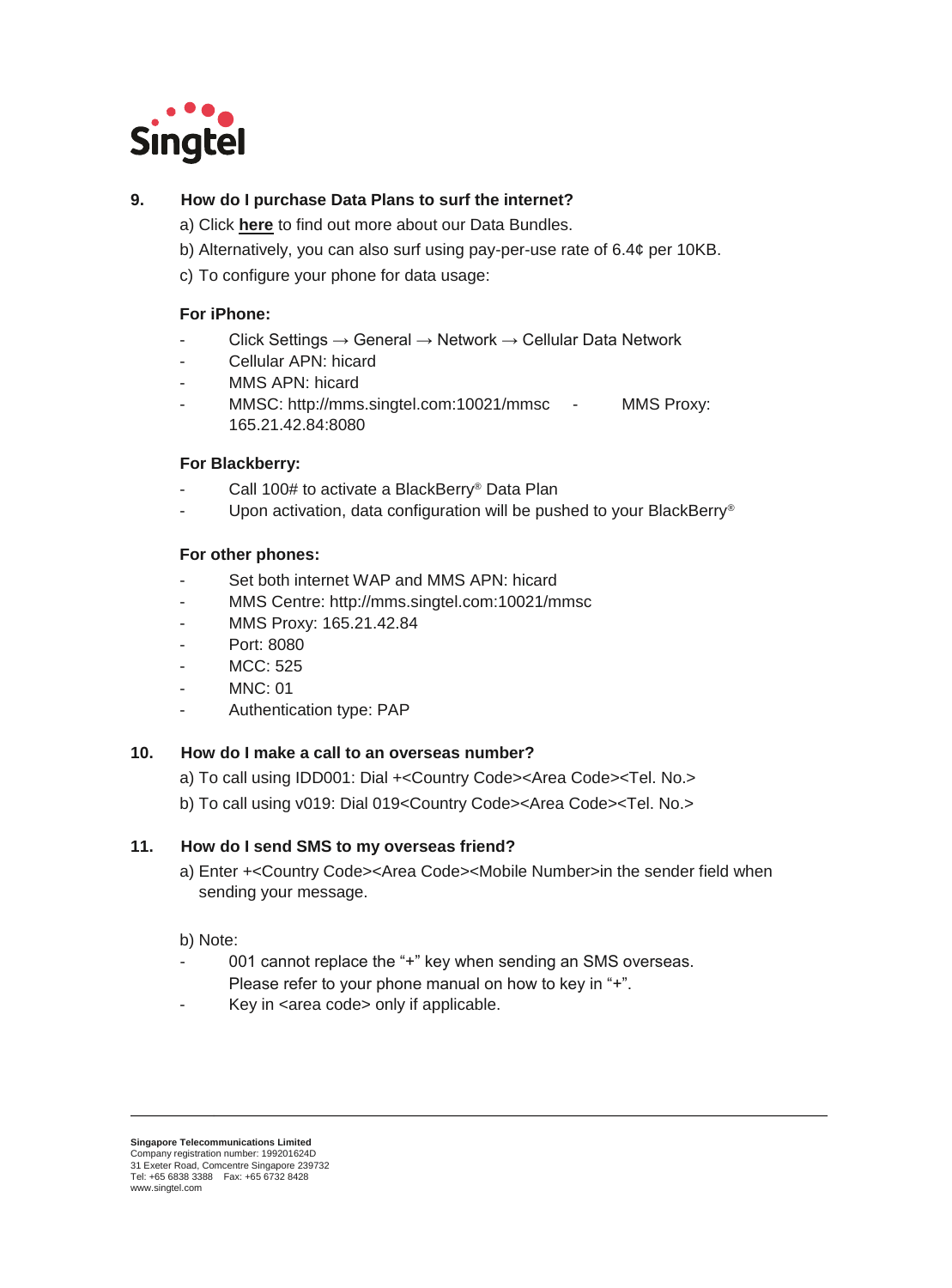### 9. How do I purchase Data Plans to surf the internet?

a) Click **here** to find out more about our Data Bundles.

b) Alternatively, you can also surf using pay-per-use rate of 6.4¢ per 10KB.

c) To configure your phone for data usage:

**For iPhone:**

- Click Settings → General → Network → Cellular Data Network
- Cellular APN: hicard
- MMS APN: hicard
- MMSC: http://mms.singtel.com:10021/mmsc
- MMS Proxy: 165.21.42.84:8080

**For Blackberry:**

- Call 100# to activate a BlackBerry® Data Plan
- Upon activation, data configuration will be pushed to your BlackBerry®

**For other phones:**

- Set both internet WAP and MMS APN: hicard
- MMS Centre: http://mms.singtel.com:10021/mmsc
- MMS Proxy: 165.21.42.84
- Port: 8080
- MCC: 525
- MNC: 01
- Authentication type: PAP

### 10. How do I make a call to an overseas number?

a) To call using IDD001: Dial +<Country Code><Area Code><Tel. No.>

b) To call using v019: Dial 019<Country Code><Area Code><Tel. No.>

### 11. How do I send SMS to my overseas friend?

a) Enter +<Country Code><Area Code><Mobile Number>in the sender field when sending your message.

b) Note:

- 001 cannot replace the "+" key when sending an SMS overseas. Please refer to your phone manual on how to key in "+".
- Key in <area code> only if applicable.

**Singapore Telecommunications Limited**
Company registration number: 199201624D
31 Exeter Road, Comcentre Singapore 239732
Tel: +65 6838 3388 Fax: +65 6732 8428
www.singtel.com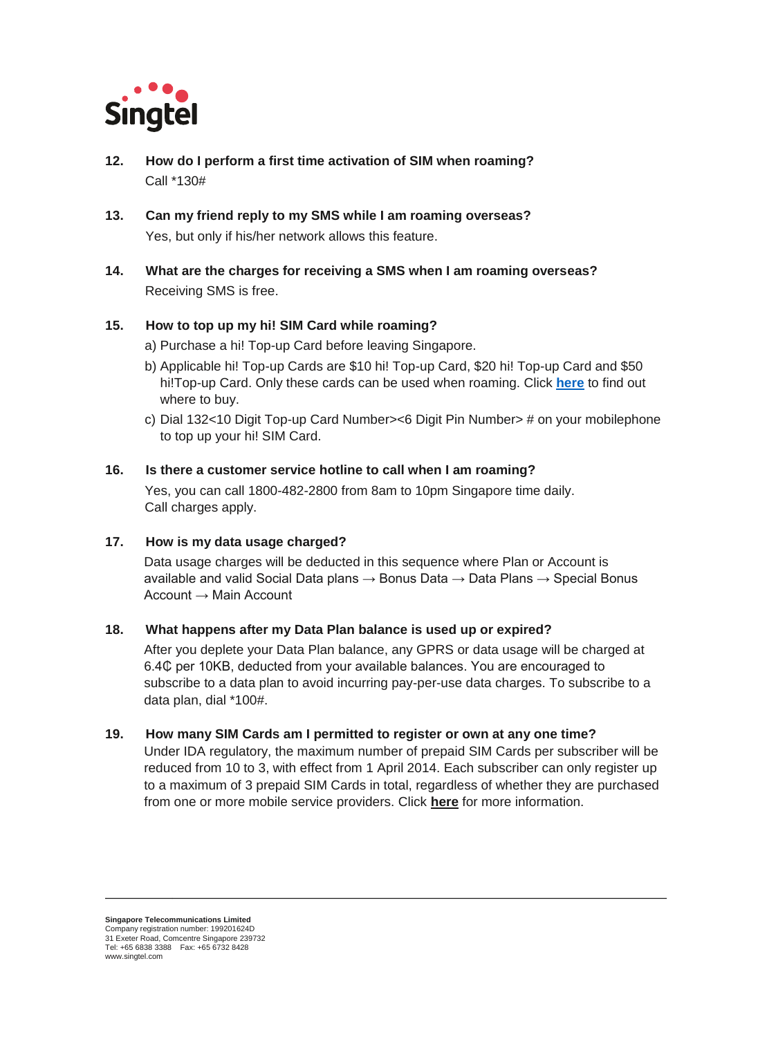**12. How do I perform a first time activation of SIM when roaming?**

Call *130#

**13. Can my friend reply to my SMS while I am roaming overseas?**

Yes, but only if his/her network allows this feature.

**14. What are the charges for receiving a SMS when I am roaming overseas?**

Receiving SMS is free.

**15. How to top up my hi! SIM Card while roaming?**

a) Purchase a hi! Top-up Card before leaving Singapore.

b) Applicable hi! Top-up Cards are $10 hi! Top-up Card, $20 hi! Top-up Card and $50 hi!Top-up Card. Only these cards can be used when roaming. Click **here** to find out where to buy.

c) Dial 132<10 Digit Top-up Card Number><6 Digit Pin Number> # on your mobilephone to top up your hi! SIM Card.

**16. Is there a customer service hotline to call when I am roaming?**

Yes, you can call 1800-482-2800 from 8am to 10pm Singapore time daily. Call charges apply.

**17. How is my data usage charged?**

Data usage charges will be deducted in this sequence where Plan or Account is available and valid Social Data plans → Bonus Data → Data Plans → Special Bonus Account → Main Account

**18. What happens after my Data Plan balance is used up or expired?**

After you deplete your Data Plan balance, any GPRS or data usage will be charged at 6.4₵ per 10KB, deducted from your available balances. You are encouraged to subscribe to a data plan to avoid incurring pay-per-use data charges. To subscribe to a data plan, dial *100#.

**19. How many SIM Cards am I permitted to register or own at any one time?**

Under IDA regulatory, the maximum number of prepaid SIM Cards per subscriber will be reduced from 10 to 3, with effect from 1 April 2014. Each subscriber can only register up to a maximum of 3 prepaid SIM Cards in total, regardless of whether they are purchased from one or more mobile service providers. Click **here** for more information.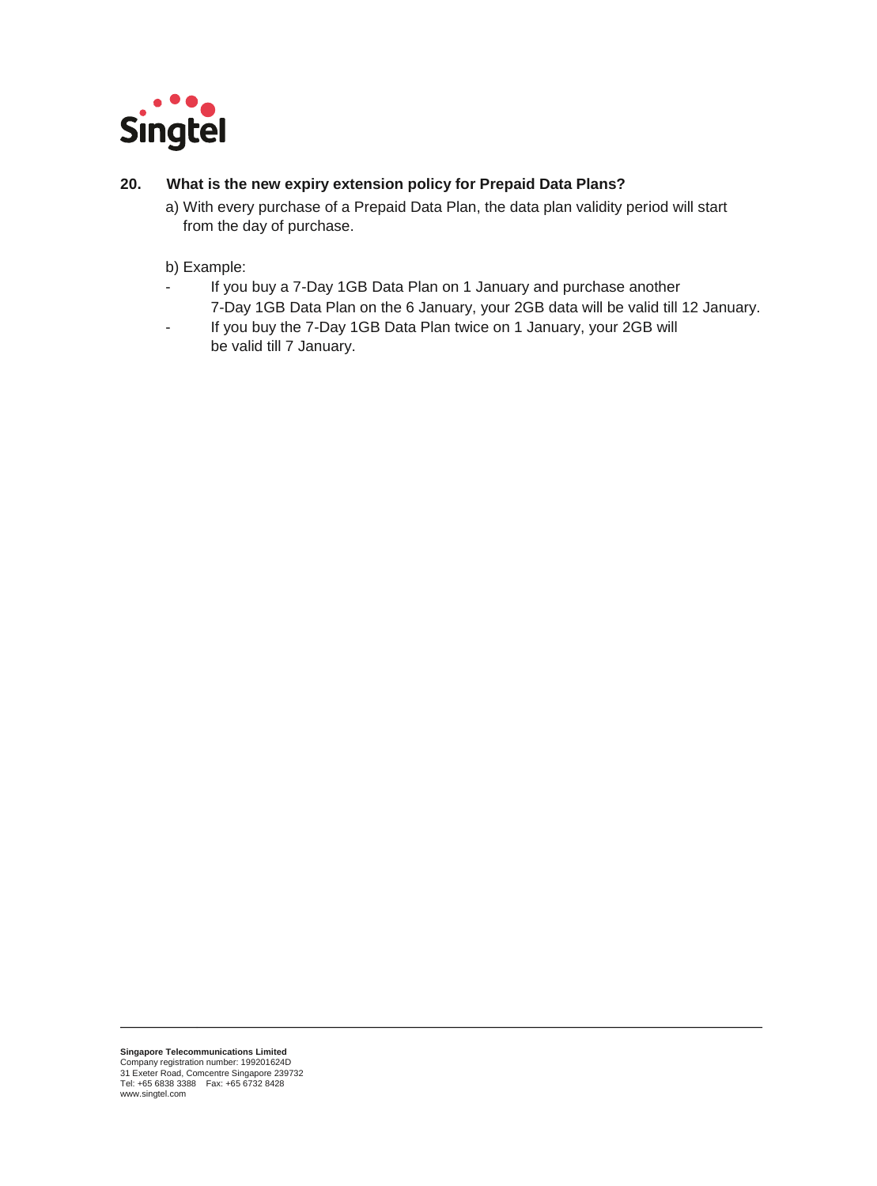**20. What is the new expiry extension policy for Prepaid Data Plans?**

a) With every purchase of a Prepaid Data Plan, the data plan validity period will start from the day of purchase.

b) Example:

- If you buy a 7-Day 1GB Data Plan on 1 January and purchase another 7-Day 1GB Data Plan on the 6 January, your 2GB data will be valid till 12 January.
- If you buy the 7-Day 1GB Data Plan twice on 1 January, your 2GB will be valid till 7 January.

**Singapore Telecommunications Limited**
Company registration number: 199201624D
31 Exeter Road, Comcentre Singapore 239732
Tel: +65 6838 3388  Fax: +65 6732 8428
www.singtel.com